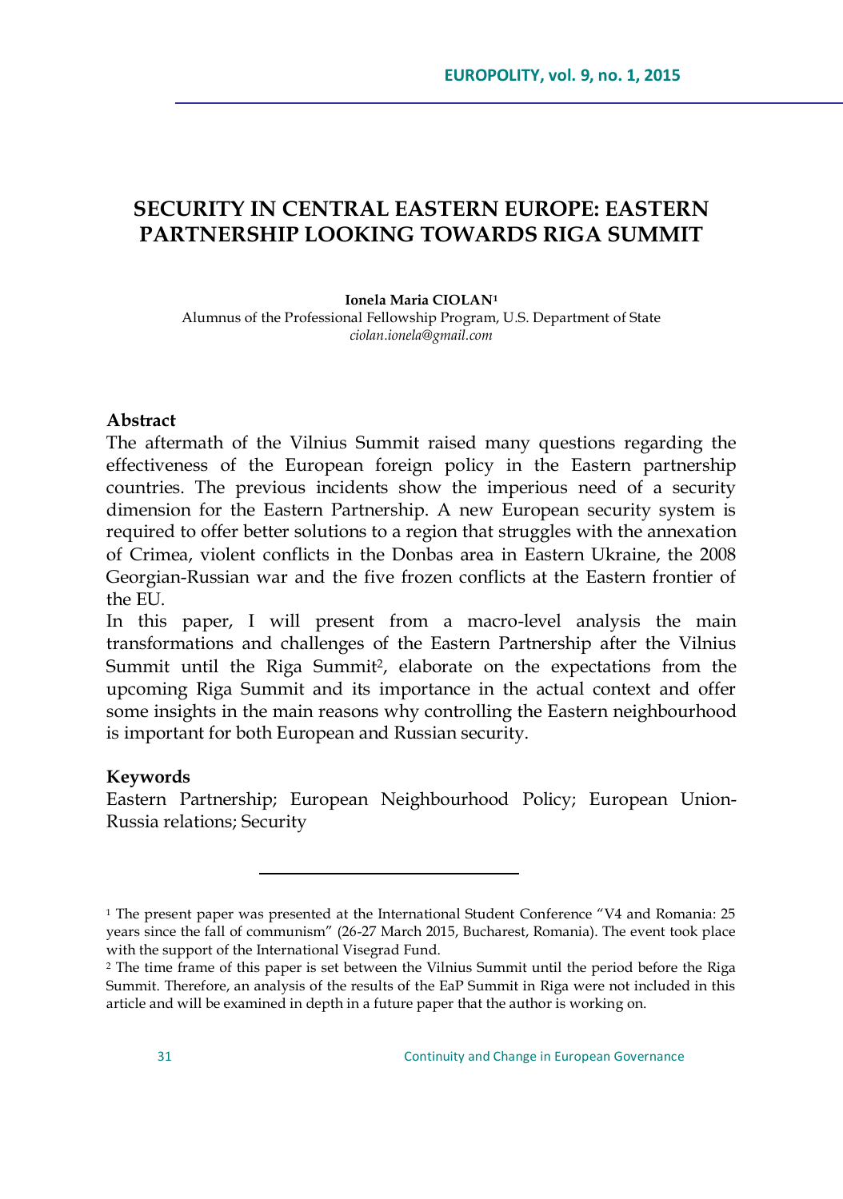# SECURITY IN CENTRAL EASTERN EUROPE: EASTERN PARTNERSHIP LOOKING TOWARDS RIGA SUMMIT

**Ionela Maria CIOLAN**[1]

Alumnus of the Professional Fellowship Program, U.S. Department of State

*ciolan.ionela@gmail.com*

### Abstract

The aftermath of the Vilnius Summit raised many questions regarding the effectiveness of the European foreign policy in the Eastern partnership countries. The previous incidents show the imperious need of a security dimension for the Eastern Partnership. A new European security system is required to offer better solutions to a region that struggles with the annexation of Crimea, violent conflicts in the Donbas area in Eastern Ukraine, the 2008 Georgian-Russian war and the five frozen conflicts at the Eastern frontier of the EU.

In this paper, I will present from a macro-level analysis the main transformations and challenges of the Eastern Partnership after the Vilnius Summit until the Riga Summit[2], elaborate on the expectations from the upcoming Riga Summit and its importance in the actual context and offer some insights in the main reasons why controlling the Eastern neighbourhood is important for both European and Russian security.

### Keywords

Eastern Partnership; European Neighbourhood Policy; European Union-Russia relations; Security

---

[1] The present paper was presented at the International Student Conference "V4 and Romania: 25 years since the fall of communism" (26-27 March 2015, Bucharest, Romania). The event took place with the support of the International Visegrad Fund.

[2] The time frame of this paper is set between the Vilnius Summit until the period before the Riga Summit. Therefore, an analysis of the results of the EaP Summit in Riga were not included in this article and will be examined in depth in a future paper that the author is working on.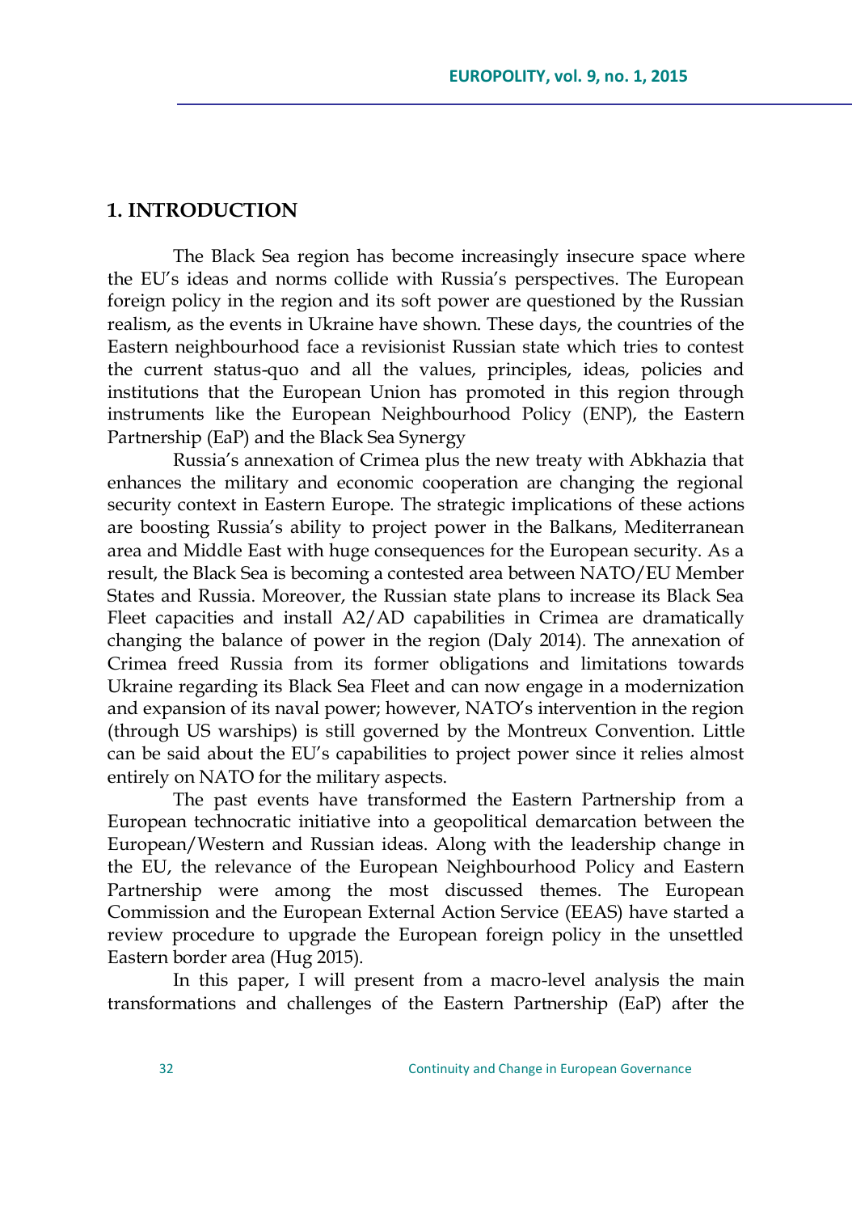## 1. INTRODUCTION

The Black Sea region has become increasingly insecure space where the EU's ideas and norms collide with Russia's perspectives. The European foreign policy in the region and its soft power are questioned by the Russian realism, as the events in Ukraine have shown. These days, the countries of the Eastern neighbourhood face a revisionist Russian state which tries to contest the current status-quo and all the values, principles, ideas, policies and institutions that the European Union has promoted in this region through instruments like the European Neighbourhood Policy (ENP), the Eastern Partnership (EaP) and the Black Sea Synergy

Russia's annexation of Crimea plus the new treaty with Abkhazia that enhances the military and economic cooperation are changing the regional security context in Eastern Europe. The strategic implications of these actions are boosting Russia's ability to project power in the Balkans, Mediterranean area and Middle East with huge consequences for the European security. As a result, the Black Sea is becoming a contested area between NATO/EU Member States and Russia. Moreover, the Russian state plans to increase its Black Sea Fleet capacities and install A2/AD capabilities in Crimea are dramatically changing the balance of power in the region (Daly 2014). The annexation of Crimea freed Russia from its former obligations and limitations towards Ukraine regarding its Black Sea Fleet and can now engage in a modernization and expansion of its naval power; however, NATO's intervention in the region (through US warships) is still governed by the Montreux Convention. Little can be said about the EU's capabilities to project power since it relies almost entirely on NATO for the military aspects.

The past events have transformed the Eastern Partnership from a European technocratic initiative into a geopolitical demarcation between the European/Western and Russian ideas. Along with the leadership change in the EU, the relevance of the European Neighbourhood Policy and Eastern Partnership were among the most discussed themes. The European Commission and the European External Action Service (EEAS) have started a review procedure to upgrade the European foreign policy in the unsettled Eastern border area (Hug 2015).

In this paper, I will present from a macro-level analysis the main transformations and challenges of the Eastern Partnership (EaP) after the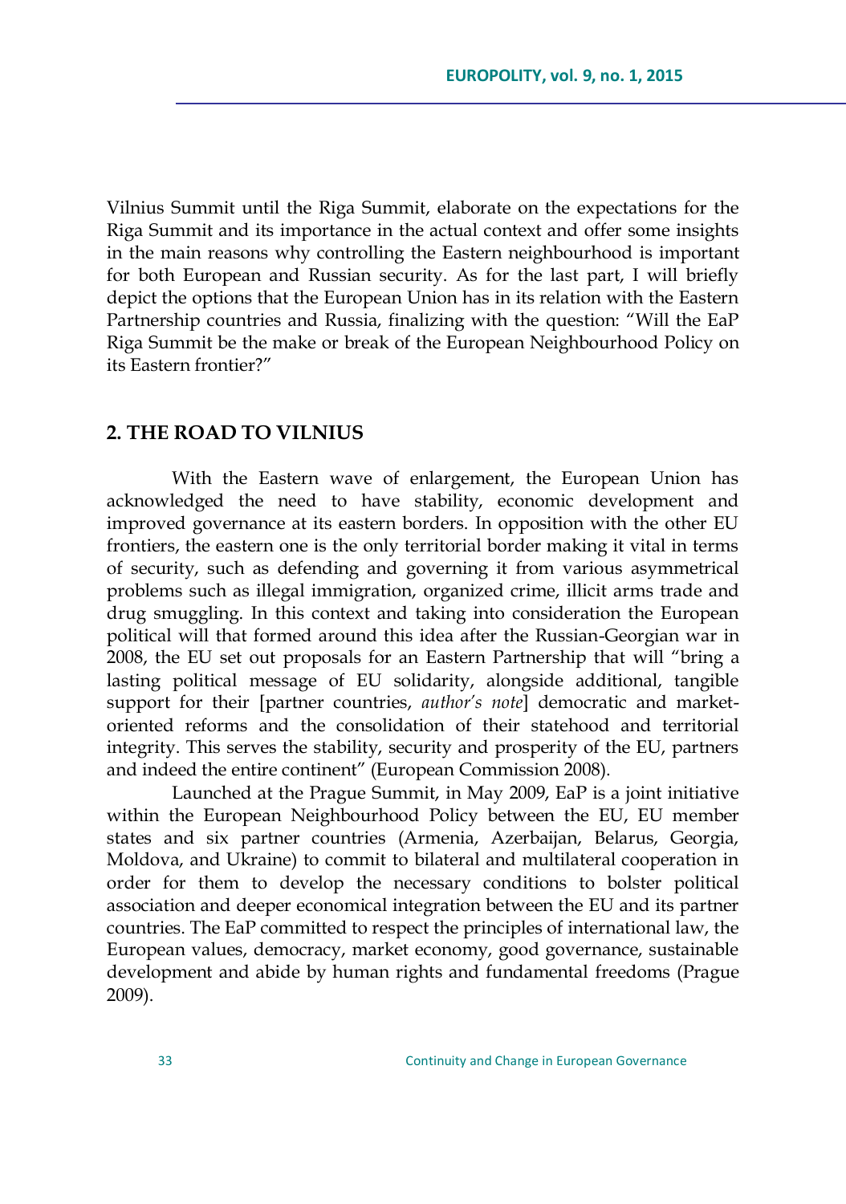Vilnius Summit until the Riga Summit, elaborate on the expectations for the Riga Summit and its importance in the actual context and offer some insights in the main reasons why controlling the Eastern neighbourhood is important for both European and Russian security. As for the last part, I will briefly depict the options that the European Union has in its relation with the Eastern Partnership countries and Russia, finalizing with the question: "Will the EaP Riga Summit be the make or break of the European Neighbourhood Policy on its Eastern frontier?"

## 2. THE ROAD TO VILNIUS

With the Eastern wave of enlargement, the European Union has acknowledged the need to have stability, economic development and improved governance at its eastern borders. In opposition with the other EU frontiers, the eastern one is the only territorial border making it vital in terms of security, such as defending and governing it from various asymmetrical problems such as illegal immigration, organized crime, illicit arms trade and drug smuggling. In this context and taking into consideration the European political will that formed around this idea after the Russian-Georgian war in 2008, the EU set out proposals for an Eastern Partnership that will "bring a lasting political message of EU solidarity, alongside additional, tangible support for their [partner countries, *author's note*] democratic and market-oriented reforms and the consolidation of their statehood and territorial integrity. This serves the stability, security and prosperity of the EU, partners and indeed the entire continent" (European Commission 2008).

Launched at the Prague Summit, in May 2009, EaP is a joint initiative within the European Neighbourhood Policy between the EU, EU member states and six partner countries (Armenia, Azerbaijan, Belarus, Georgia, Moldova, and Ukraine) to commit to bilateral and multilateral cooperation in order for them to develop the necessary conditions to bolster political association and deeper economical integration between the EU and its partner countries. The EaP committed to respect the principles of international law, the European values, democracy, market economy, good governance, sustainable development and abide by human rights and fundamental freedoms (Prague 2009).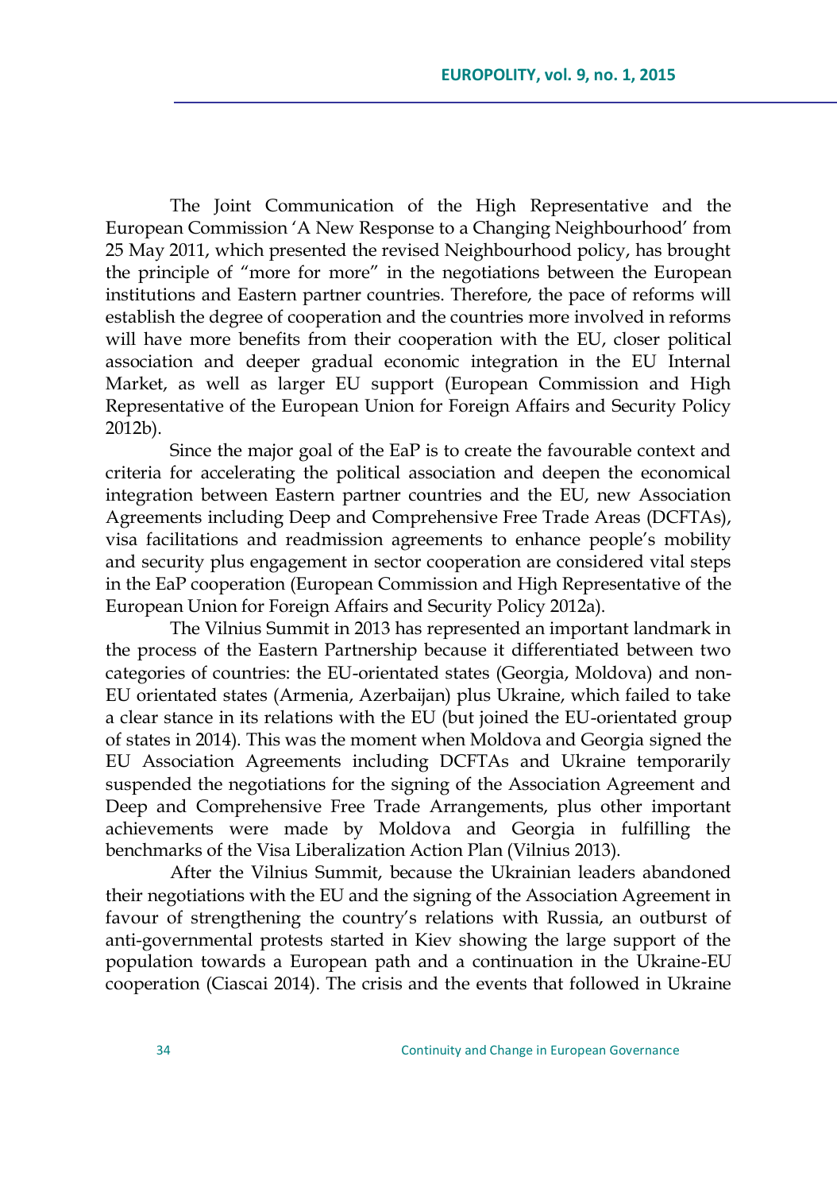The Joint Communication of the High Representative and the European Commission 'A New Response to a Changing Neighbourhood' from 25 May 2011, which presented the revised Neighbourhood policy, has brought the principle of "more for more" in the negotiations between the European institutions and Eastern partner countries. Therefore, the pace of reforms will establish the degree of cooperation and the countries more involved in reforms will have more benefits from their cooperation with the EU, closer political association and deeper gradual economic integration in the EU Internal Market, as well as larger EU support (European Commission and High Representative of the European Union for Foreign Affairs and Security Policy 2012b).

Since the major goal of the EaP is to create the favourable context and criteria for accelerating the political association and deepen the economical integration between Eastern partner countries and the EU, new Association Agreements including Deep and Comprehensive Free Trade Areas (DCFTAs), visa facilitations and readmission agreements to enhance people's mobility and security plus engagement in sector cooperation are considered vital steps in the EaP cooperation (European Commission and High Representative of the European Union for Foreign Affairs and Security Policy 2012a).

The Vilnius Summit in 2013 has represented an important landmark in the process of the Eastern Partnership because it differentiated between two categories of countries: the EU-orientated states (Georgia, Moldova) and non-EU orientated states (Armenia, Azerbaijan) plus Ukraine, which failed to take a clear stance in its relations with the EU (but joined the EU-orientated group of states in 2014). This was the moment when Moldova and Georgia signed the EU Association Agreements including DCFTAs and Ukraine temporarily suspended the negotiations for the signing of the Association Agreement and Deep and Comprehensive Free Trade Arrangements, plus other important achievements were made by Moldova and Georgia in fulfilling the benchmarks of the Visa Liberalization Action Plan (Vilnius 2013).

After the Vilnius Summit, because the Ukrainian leaders abandoned their negotiations with the EU and the signing of the Association Agreement in favour of strengthening the country's relations with Russia, an outburst of anti-governmental protests started in Kiev showing the large support of the population towards a European path and a continuation in the Ukraine-EU cooperation (Ciascai 2014). The crisis and the events that followed in Ukraine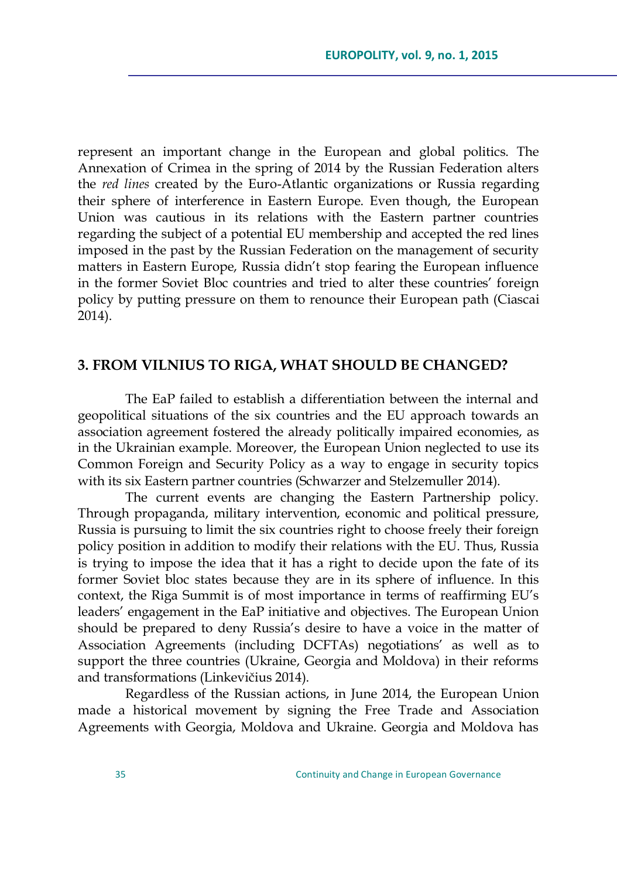represent an important change in the European and global politics. The Annexation of Crimea in the spring of 2014 by the Russian Federation alters the *red lines* created by the Euro-Atlantic organizations or Russia regarding their sphere of interference in Eastern Europe. Even though, the European Union was cautious in its relations with the Eastern partner countries regarding the subject of a potential EU membership and accepted the red lines imposed in the past by the Russian Federation on the management of security matters in Eastern Europe, Russia didn't stop fearing the European influence in the former Soviet Bloc countries and tried to alter these countries' foreign policy by putting pressure on them to renounce their European path (Ciascai 2014).

## 3. FROM VILNIUS TO RIGA, WHAT SHOULD BE CHANGED?

The EaP failed to establish a differentiation between the internal and geopolitical situations of the six countries and the EU approach towards an association agreement fostered the already politically impaired economies, as in the Ukrainian example. Moreover, the European Union neglected to use its Common Foreign and Security Policy as a way to engage in security topics with its six Eastern partner countries (Schwarzer and Stelzemuller 2014).

The current events are changing the Eastern Partnership policy. Through propaganda, military intervention, economic and political pressure, Russia is pursuing to limit the six countries right to choose freely their foreign policy position in addition to modify their relations with the EU. Thus, Russia is trying to impose the idea that it has a right to decide upon the fate of its former Soviet bloc states because they are in its sphere of influence. In this context, the Riga Summit is of most importance in terms of reaffirming EU's leaders' engagement in the EaP initiative and objectives. The European Union should be prepared to deny Russia's desire to have a voice in the matter of Association Agreements (including DCFTAs) negotiations' as well as to support the three countries (Ukraine, Georgia and Moldova) in their reforms and transformations (Linkevičius 2014).

Regardless of the Russian actions, in June 2014, the European Union made a historical movement by signing the Free Trade and Association Agreements with Georgia, Moldova and Ukraine. Georgia and Moldova has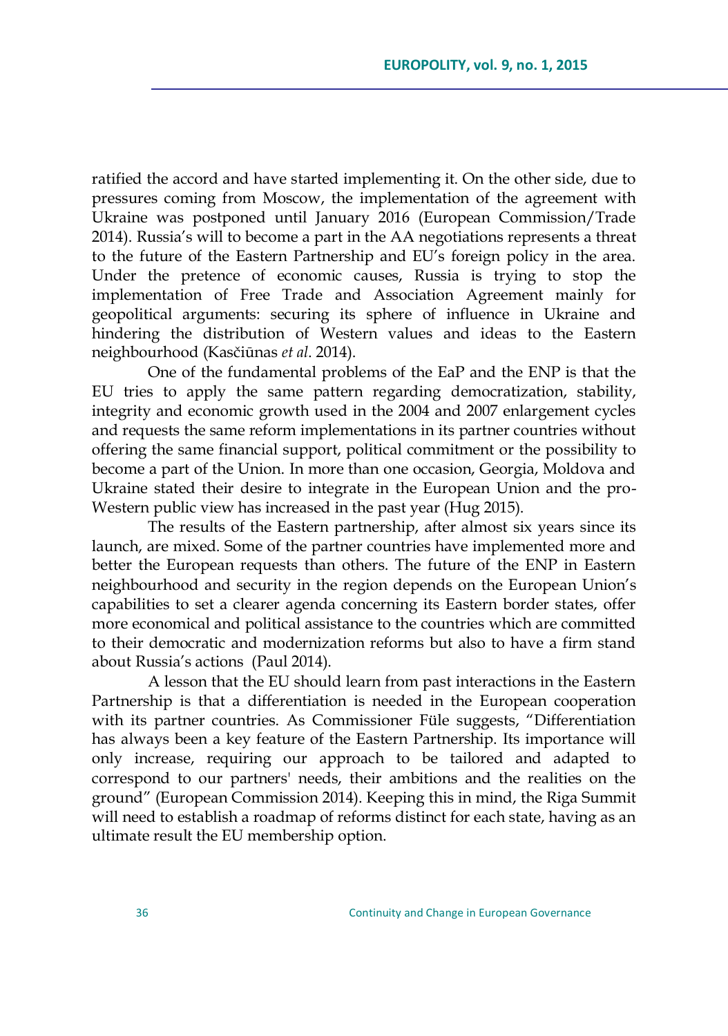ratified the accord and have started implementing it. On the other side, due to pressures coming from Moscow, the implementation of the agreement with Ukraine was postponed until January 2016 (European Commission/Trade 2014). Russia's will to become a part in the AA negotiations represents a threat to the future of the Eastern Partnership and EU's foreign policy in the area. Under the pretence of economic causes, Russia is trying to stop the implementation of Free Trade and Association Agreement mainly for geopolitical arguments: securing its sphere of influence in Ukraine and hindering the distribution of Western values and ideas to the Eastern neighbourhood (Kasčiūnas *et al*. 2014).

One of the fundamental problems of the EaP and the ENP is that the EU tries to apply the same pattern regarding democratization, stability, integrity and economic growth used in the 2004 and 2007 enlargement cycles and requests the same reform implementations in its partner countries without offering the same financial support, political commitment or the possibility to become a part of the Union. In more than one occasion, Georgia, Moldova and Ukraine stated their desire to integrate in the European Union and the pro-Western public view has increased in the past year (Hug 2015).

The results of the Eastern partnership, after almost six years since its launch, are mixed. Some of the partner countries have implemented more and better the European requests than others. The future of the ENP in Eastern neighbourhood and security in the region depends on the European Union's capabilities to set a clearer agenda concerning its Eastern border states, offer more economical and political assistance to the countries which are committed to their democratic and modernization reforms but also to have a firm stand about Russia's actions (Paul 2014).

A lesson that the EU should learn from past interactions in the Eastern Partnership is that a differentiation is needed in the European cooperation with its partner countries. As Commissioner Füle suggests, "Differentiation has always been a key feature of the Eastern Partnership. Its importance will only increase, requiring our approach to be tailored and adapted to correspond to our partners' needs, their ambitions and the realities on the ground" (European Commission 2014). Keeping this in mind, the Riga Summit will need to establish a roadmap of reforms distinct for each state, having as an ultimate result the EU membership option.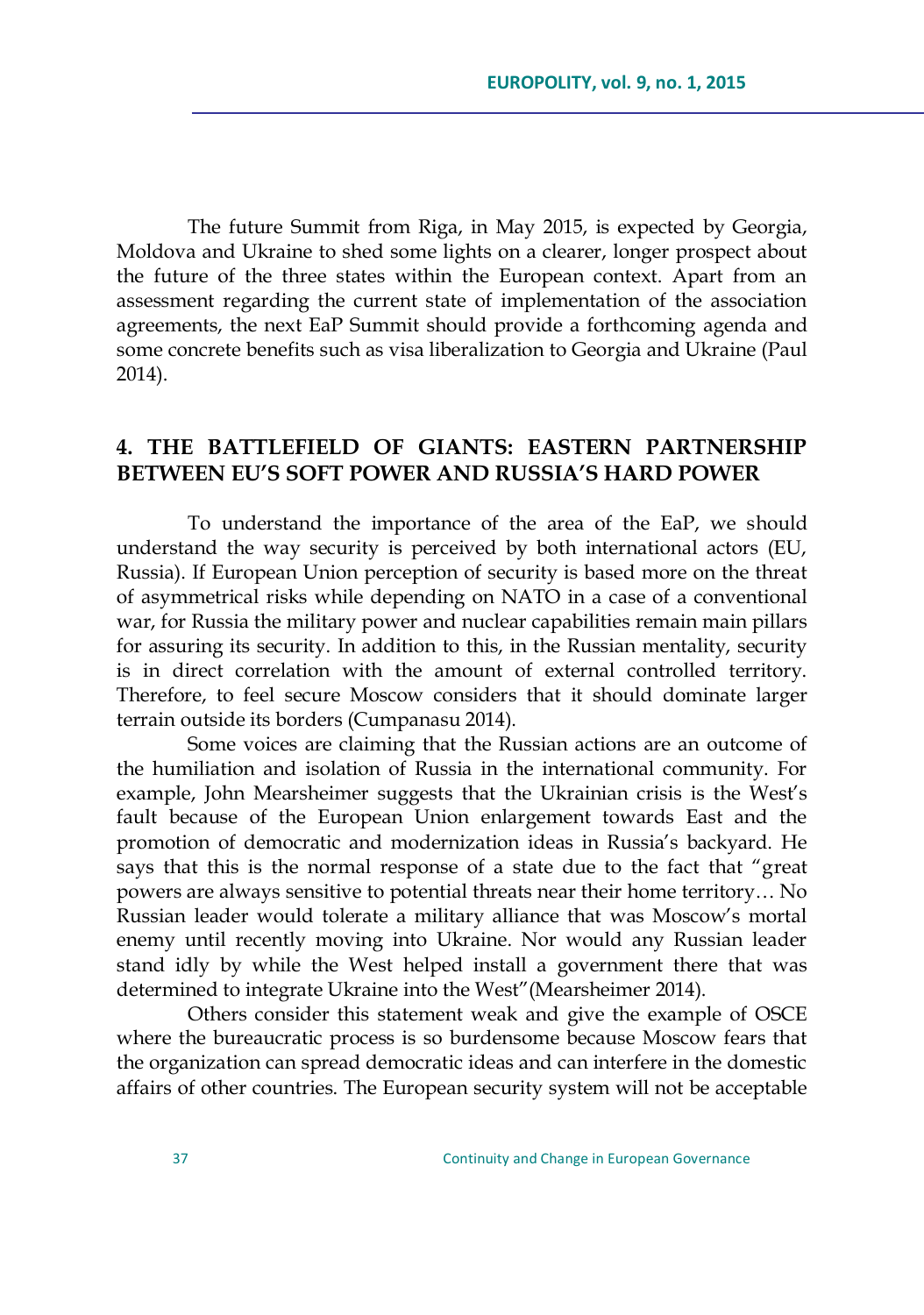The future Summit from Riga, in May 2015, is expected by Georgia, Moldova and Ukraine to shed some lights on a clearer, longer prospect about the future of the three states within the European context. Apart from an assessment regarding the current state of implementation of the association agreements, the next EaP Summit should provide a forthcoming agenda and some concrete benefits such as visa liberalization to Georgia and Ukraine (Paul 2014).

## 4. THE BATTLEFIELD OF GIANTS: EASTERN PARTNERSHIP BETWEEN EU'S SOFT POWER AND RUSSIA'S HARD POWER

To understand the importance of the area of the EaP, we should understand the way security is perceived by both international actors (EU, Russia). If European Union perception of security is based more on the threat of asymmetrical risks while depending on NATO in a case of a conventional war, for Russia the military power and nuclear capabilities remain main pillars for assuring its security. In addition to this, in the Russian mentality, security is in direct correlation with the amount of external controlled territory. Therefore, to feel secure Moscow considers that it should dominate larger terrain outside its borders (Cumpanasu 2014).

Some voices are claiming that the Russian actions are an outcome of the humiliation and isolation of Russia in the international community. For example, John Mearsheimer suggests that the Ukrainian crisis is the West's fault because of the European Union enlargement towards East and the promotion of democratic and modernization ideas in Russia's backyard. He says that this is the normal response of a state due to the fact that "great powers are always sensitive to potential threats near their home territory… No Russian leader would tolerate a military alliance that was Moscow's mortal enemy until recently moving into Ukraine. Nor would any Russian leader stand idly by while the West helped install a government there that was determined to integrate Ukraine into the West"(Mearsheimer 2014).

Others consider this statement weak and give the example of OSCE where the bureaucratic process is so burdensome because Moscow fears that the organization can spread democratic ideas and can interfere in the domestic affairs of other countries. The European security system will not be acceptable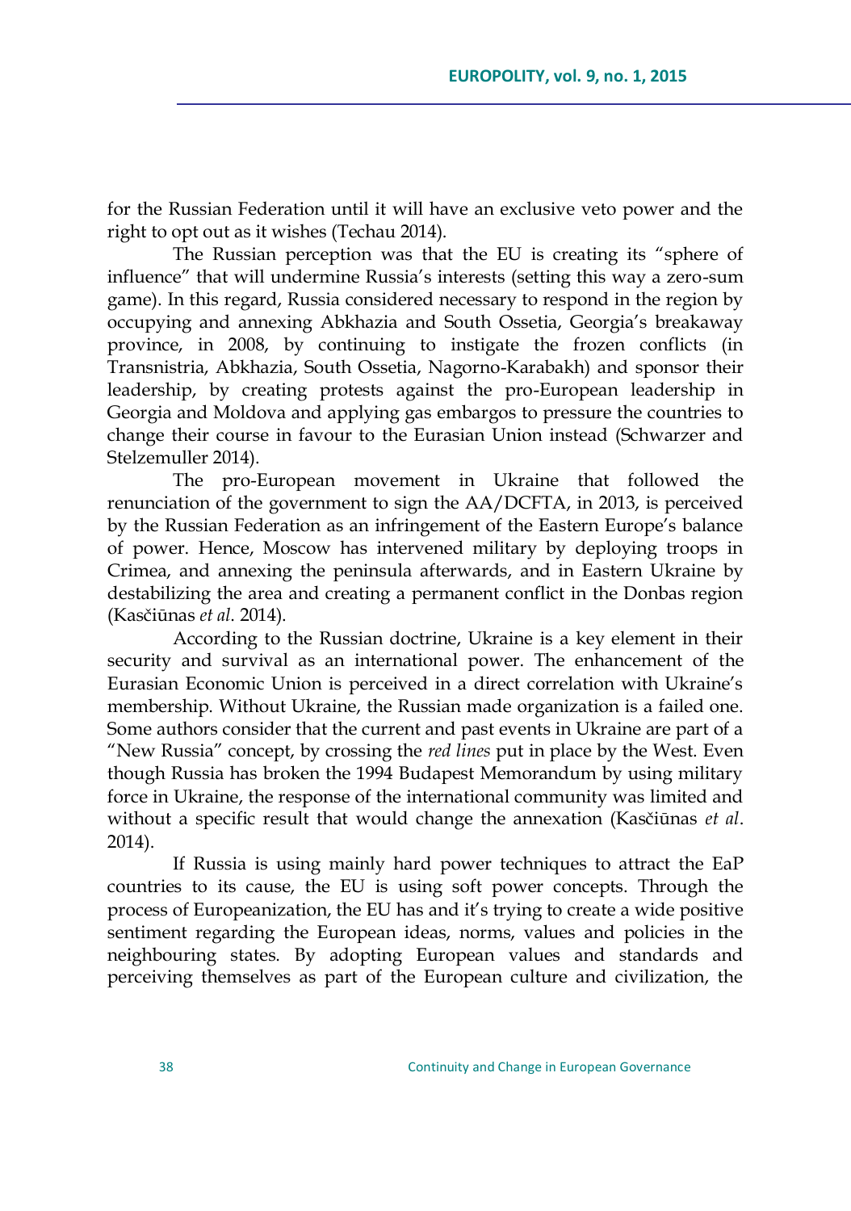for the Russian Federation until it will have an exclusive veto power and the right to opt out as it wishes (Techau 2014).

The Russian perception was that the EU is creating its "sphere of influence" that will undermine Russia's interests (setting this way a zero-sum game). In this regard, Russia considered necessary to respond in the region by occupying and annexing Abkhazia and South Ossetia, Georgia's breakaway province, in 2008, by continuing to instigate the frozen conflicts (in Transnistria, Abkhazia, South Ossetia, Nagorno-Karabakh) and sponsor their leadership, by creating protests against the pro-European leadership in Georgia and Moldova and applying gas embargos to pressure the countries to change their course in favour to the Eurasian Union instead (Schwarzer and Stelzemuller 2014).

The pro-European movement in Ukraine that followed the renunciation of the government to sign the AA/DCFTA, in 2013, is perceived by the Russian Federation as an infringement of the Eastern Europe's balance of power. Hence, Moscow has intervened military by deploying troops in Crimea, and annexing the peninsula afterwards, and in Eastern Ukraine by destabilizing the area and creating a permanent conflict in the Donbas region (Kasčiūnas *et al*. 2014).

According to the Russian doctrine, Ukraine is a key element in their security and survival as an international power. The enhancement of the Eurasian Economic Union is perceived in a direct correlation with Ukraine's membership. Without Ukraine, the Russian made organization is a failed one. Some authors consider that the current and past events in Ukraine are part of a "New Russia" concept, by crossing the *red lines* put in place by the West. Even though Russia has broken the 1994 Budapest Memorandum by using military force in Ukraine, the response of the international community was limited and without a specific result that would change the annexation (Kasčiūnas *et al*. 2014).

If Russia is using mainly hard power techniques to attract the EaP countries to its cause, the EU is using soft power concepts. Through the process of Europeanization, the EU has and it's trying to create a wide positive sentiment regarding the European ideas, norms, values and policies in the neighbouring states. By adopting European values and standards and perceiving themselves as part of the European culture and civilization, the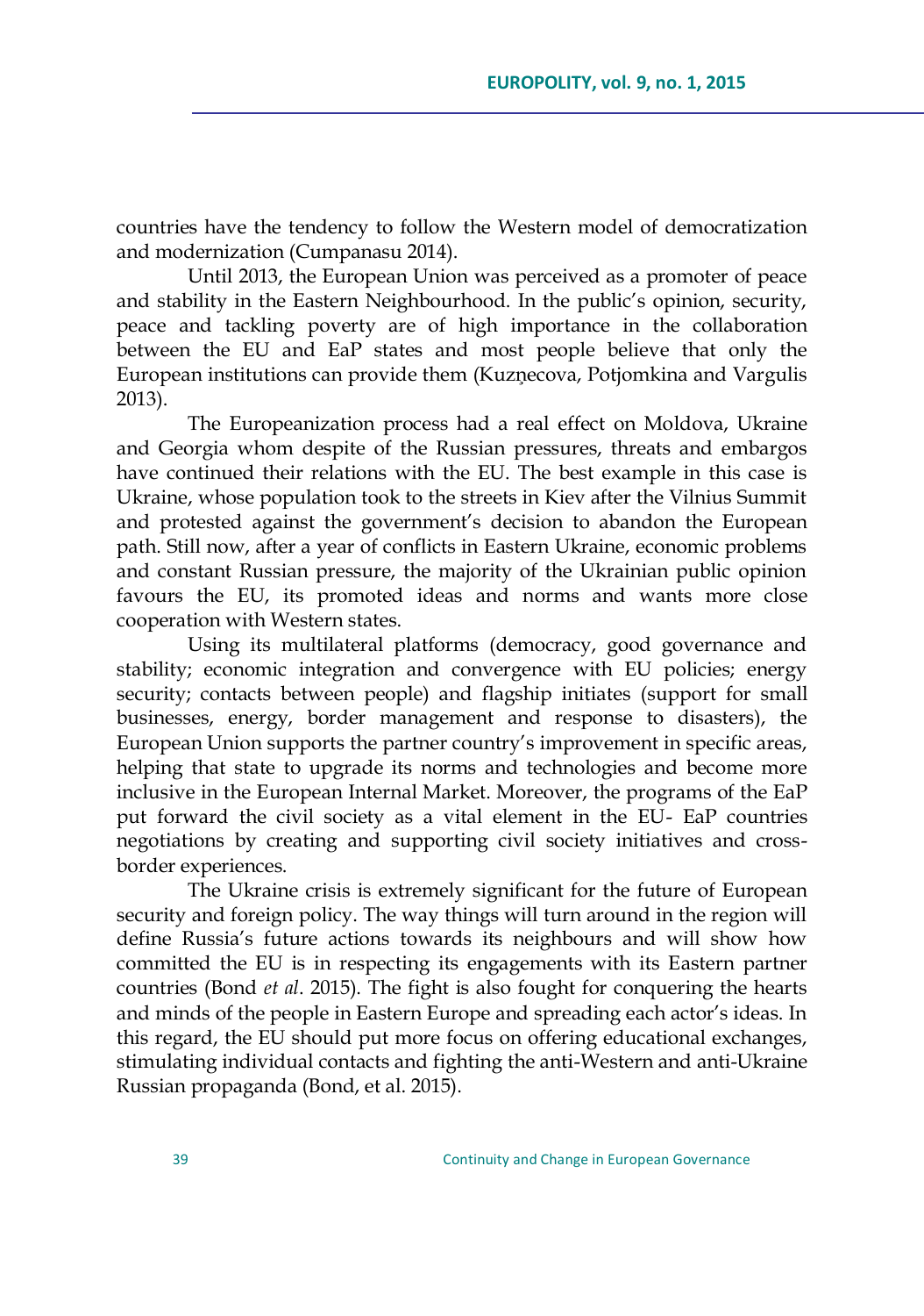countries have the tendency to follow the Western model of democratization and modernization (Cumpanasu 2014).

Until 2013, the European Union was perceived as a promoter of peace and stability in the Eastern Neighbourhood. In the public's opinion, security, peace and tackling poverty are of high importance in the collaboration between the EU and EaP states and most people believe that only the European institutions can provide them (Kuzņecova, Potjomkina and Vargulis 2013).

The Europeanization process had a real effect on Moldova, Ukraine and Georgia whom despite of the Russian pressures, threats and embargos have continued their relations with the EU. The best example in this case is Ukraine, whose population took to the streets in Kiev after the Vilnius Summit and protested against the government's decision to abandon the European path. Still now, after a year of conflicts in Eastern Ukraine, economic problems and constant Russian pressure, the majority of the Ukrainian public opinion favours the EU, its promoted ideas and norms and wants more close cooperation with Western states.

Using its multilateral platforms (democracy, good governance and stability; economic integration and convergence with EU policies; energy security; contacts between people) and flagship initiates (support for small businesses, energy, border management and response to disasters), the European Union supports the partner country's improvement in specific areas, helping that state to upgrade its norms and technologies and become more inclusive in the European Internal Market. Moreover, the programs of the EaP put forward the civil society as a vital element in the EU- EaP countries negotiations by creating and supporting civil society initiatives and cross-border experiences.

The Ukraine crisis is extremely significant for the future of European security and foreign policy. The way things will turn around in the region will define Russia's future actions towards its neighbours and will show how committed the EU is in respecting its engagements with its Eastern partner countries (Bond *et al.* 2015). The fight is also fought for conquering the hearts and minds of the people in Eastern Europe and spreading each actor's ideas. In this regard, the EU should put more focus on offering educational exchanges, stimulating individual contacts and fighting the anti-Western and anti-Ukraine Russian propaganda (Bond, et al. 2015).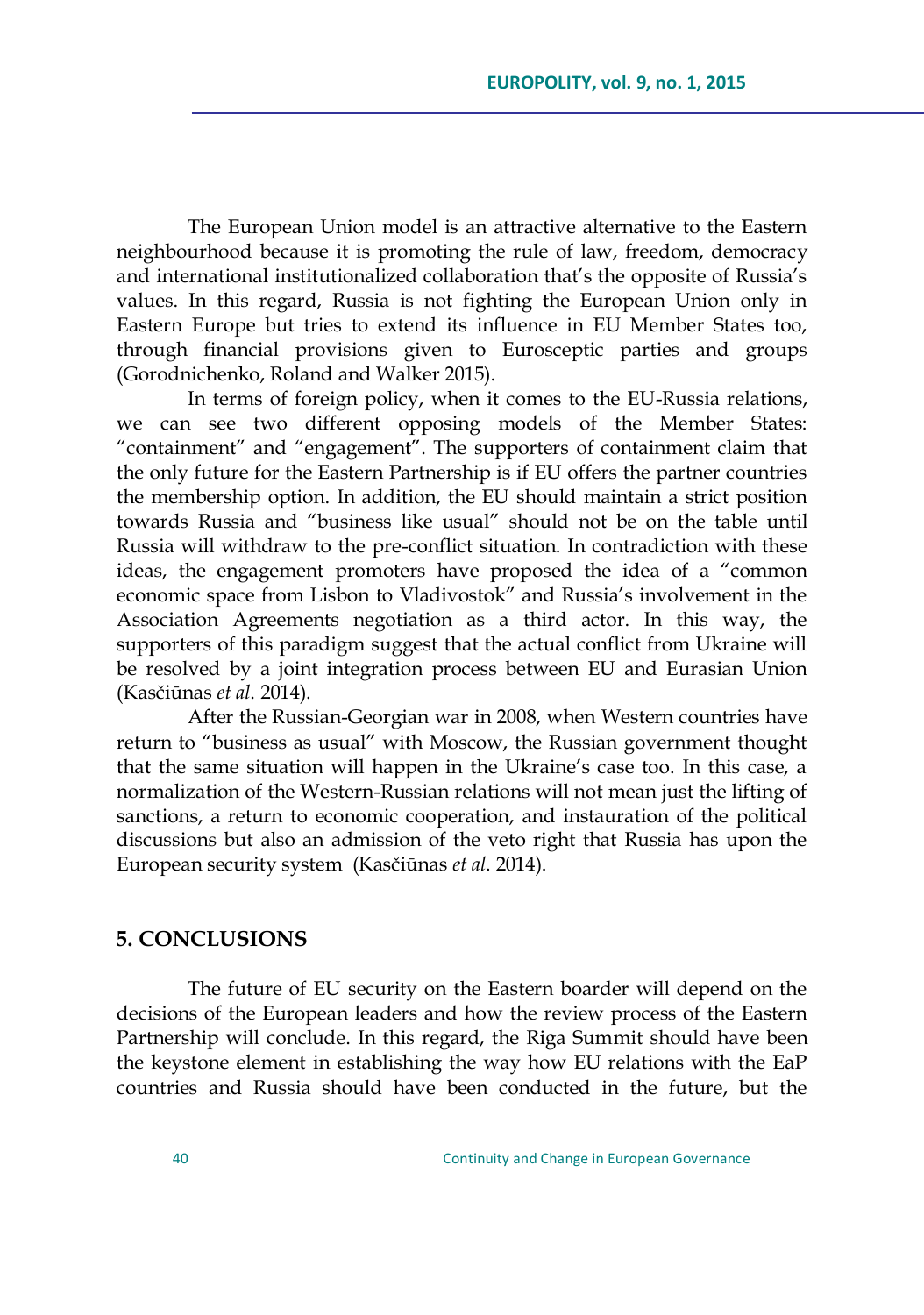The European Union model is an attractive alternative to the Eastern neighbourhood because it is promoting the rule of law, freedom, democracy and international institutionalized collaboration that's the opposite of Russia's values. In this regard, Russia is not fighting the European Union only in Eastern Europe but tries to extend its influence in EU Member States too, through financial provisions given to Eurosceptic parties and groups (Gorodnichenko, Roland and Walker 2015).

In terms of foreign policy, when it comes to the EU-Russia relations, we can see two different opposing models of the Member States: "containment" and "engagement". The supporters of containment claim that the only future for the Eastern Partnership is if EU offers the partner countries the membership option. In addition, the EU should maintain a strict position towards Russia and "business like usual" should not be on the table until Russia will withdraw to the pre-conflict situation. In contradiction with these ideas, the engagement promoters have proposed the idea of a "common economic space from Lisbon to Vladivostok" and Russia's involvement in the Association Agreements negotiation as a third actor. In this way, the supporters of this paradigm suggest that the actual conflict from Ukraine will be resolved by a joint integration process between EU and Eurasian Union (Kasčiūnas *et al*. 2014).

After the Russian-Georgian war in 2008, when Western countries have return to "business as usual" with Moscow, the Russian government thought that the same situation will happen in the Ukraine's case too. In this case, a normalization of the Western-Russian relations will not mean just the lifting of sanctions, a return to economic cooperation, and instauration of the political discussions but also an admission of the veto right that Russia has upon the European security system (Kasčiūnas *et al*. 2014).

## 5. CONCLUSIONS

The future of EU security on the Eastern boarder will depend on the decisions of the European leaders and how the review process of the Eastern Partnership will conclude. In this regard, the Riga Summit should have been the keystone element in establishing the way how EU relations with the EaP countries and Russia should have been conducted in the future, but the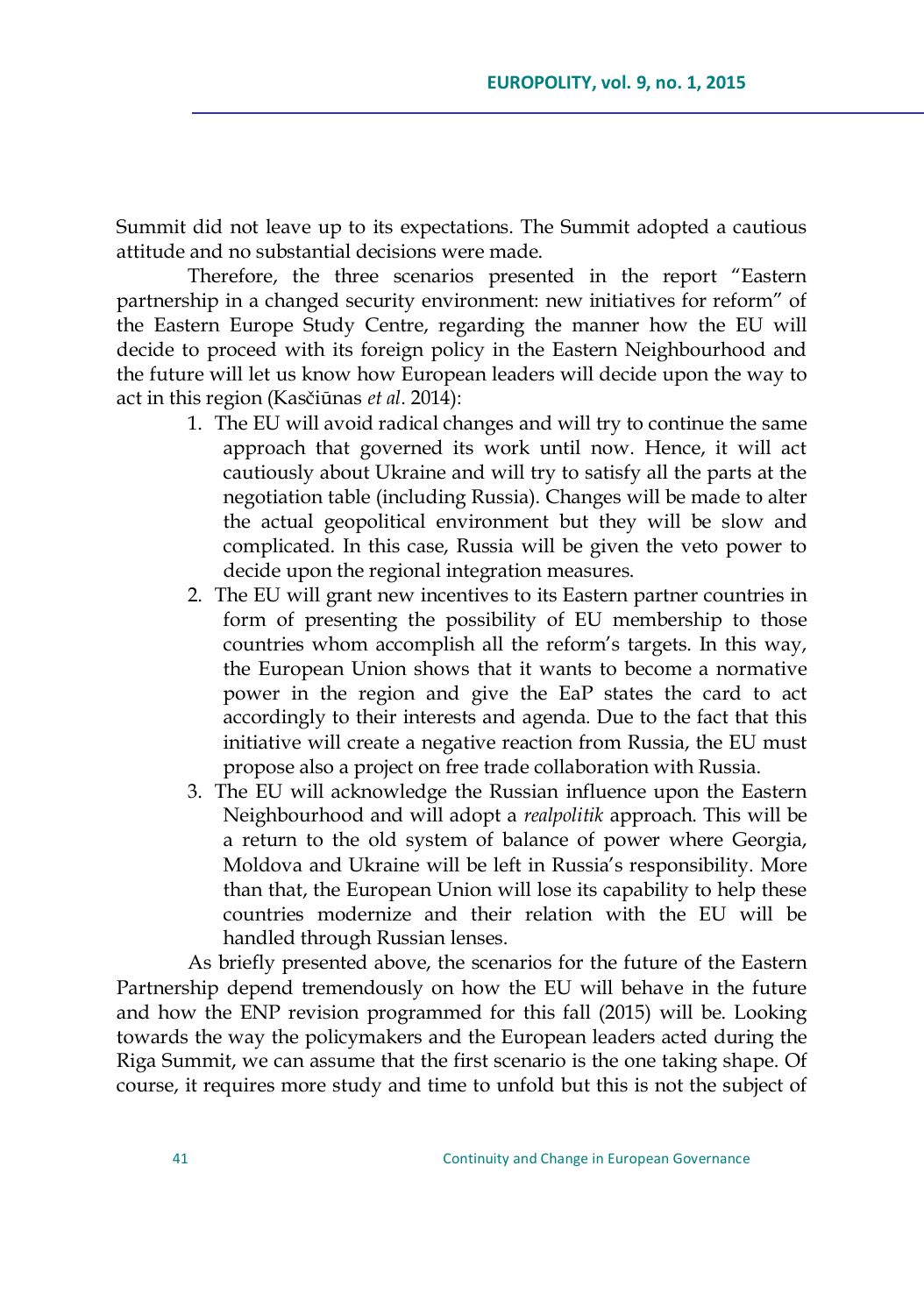Summit did not leave up to its expectations. The Summit adopted a cautious attitude and no substantial decisions were made.

Therefore, the three scenarios presented in the report "Eastern partnership in a changed security environment: new initiatives for reform" of the Eastern Europe Study Centre, regarding the manner how the EU will decide to proceed with its foreign policy in the Eastern Neighbourhood and the future will let us know how European leaders will decide upon the way to act in this region (Kasčiūnas *et al*. 2014):

1. The EU will avoid radical changes and will try to continue the same approach that governed its work until now. Hence, it will act cautiously about Ukraine and will try to satisfy all the parts at the negotiation table (including Russia). Changes will be made to alter the actual geopolitical environment but they will be slow and complicated. In this case, Russia will be given the veto power to decide upon the regional integration measures.
2. The EU will grant new incentives to its Eastern partner countries in form of presenting the possibility of EU membership to those countries whom accomplish all the reform's targets. In this way, the European Union shows that it wants to become a normative power in the region and give the EaP states the card to act accordingly to their interests and agenda. Due to the fact that this initiative will create a negative reaction from Russia, the EU must propose also a project on free trade collaboration with Russia.
3. The EU will acknowledge the Russian influence upon the Eastern Neighbourhood and will adopt a *realpolitik* approach. This will be a return to the old system of balance of power where Georgia, Moldova and Ukraine will be left in Russia's responsibility. More than that, the European Union will lose its capability to help these countries modernize and their relation with the EU will be handled through Russian lenses.

As briefly presented above, the scenarios for the future of the Eastern Partnership depend tremendously on how the EU will behave in the future and how the ENP revision programmed for this fall (2015) will be. Looking towards the way the policymakers and the European leaders acted during the Riga Summit, we can assume that the first scenario is the one taking shape. Of course, it requires more study and time to unfold but this is not the subject of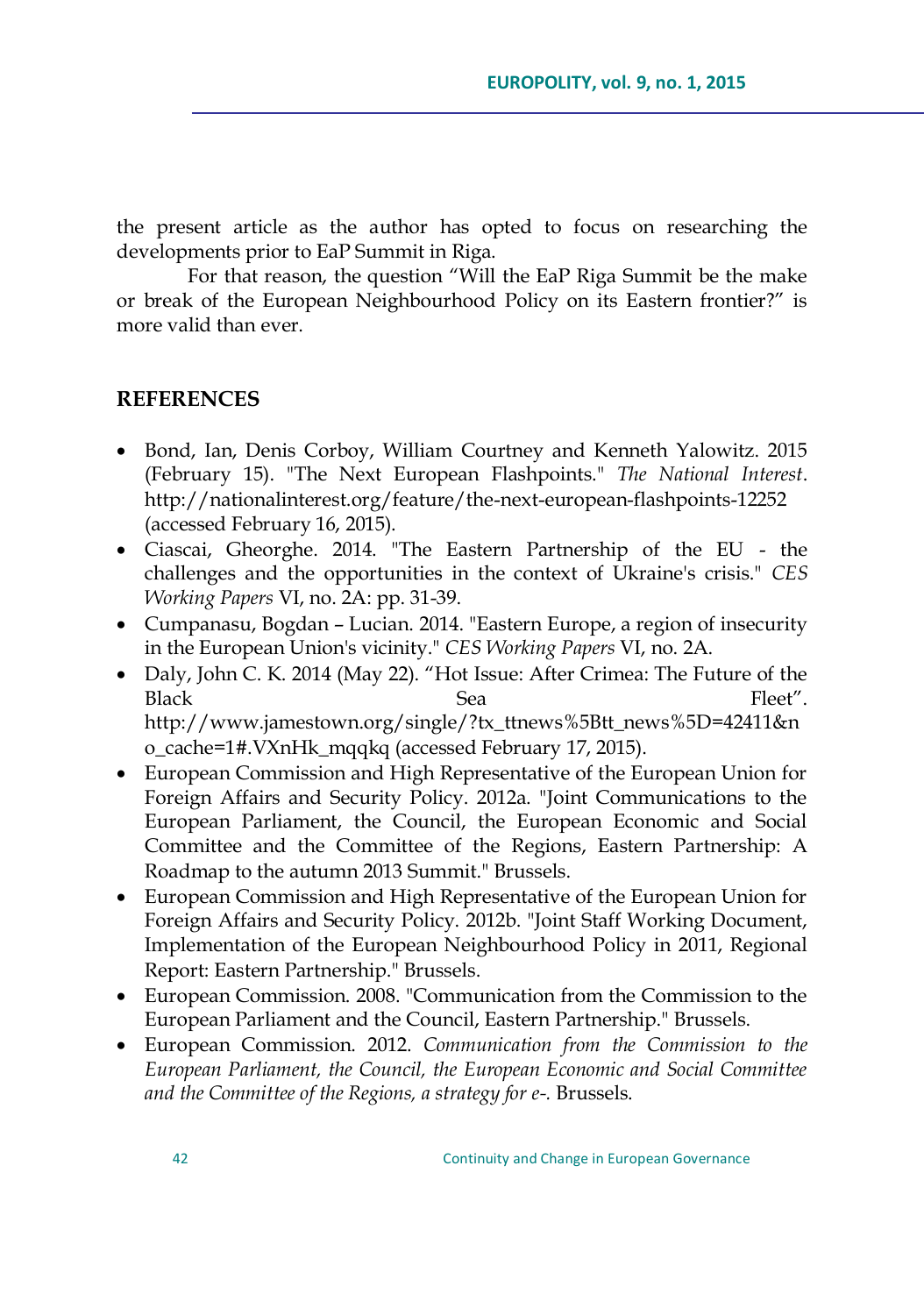the present article as the author has opted to focus on researching the developments prior to EaP Summit in Riga.

For that reason, the question "Will the EaP Riga Summit be the make or break of the European Neighbourhood Policy on its Eastern frontier?" is more valid than ever.

## REFERENCES

- Bond, Ian, Denis Corboy, William Courtney and Kenneth Yalowitz. 2015 (February 15). "The Next European Flashpoints." *The National Interest*. http://nationalinterest.org/feature/the-next-european-flashpoints-12252 (accessed February 16, 2015).
- Ciascai, Gheorghe. 2014. "The Eastern Partnership of the EU - the challenges and the opportunities in the context of Ukraine's crisis." *CES Working Papers* VI, no. 2A: pp. 31-39.
- Cumpanasu, Bogdan – Lucian. 2014. "Eastern Europe, a region of insecurity in the European Union's vicinity." *CES Working Papers* VI, no. 2A.
- Daly, John C. K. 2014 (May 22). "Hot Issue: After Crimea: The Future of the Black Sea Fleet". http://www.jamestown.org/single/?tx_ttnews%5Btt_news%5D=42411&no_cache=1#.VXnHk_mqqkq (accessed February 17, 2015).
- European Commission and High Representative of the European Union for Foreign Affairs and Security Policy. 2012a. "Joint Communications to the European Parliament, the Council, the European Economic and Social Committee and the Committee of the Regions, Eastern Partnership: A Roadmap to the autumn 2013 Summit." Brussels.
- European Commission and High Representative of the European Union for Foreign Affairs and Security Policy. 2012b. "Joint Staff Working Document, Implementation of the European Neighbourhood Policy in 2011, Regional Report: Eastern Partnership." Brussels.
- European Commission. 2008. "Communication from the Commission to the European Parliament and the Council, Eastern Partnership." Brussels.
- European Commission. 2012. *Communication from the Commission to the European Parliament, the Council, the European Economic and Social Committee and the Committee of the Regions, a strategy for e-*. Brussels.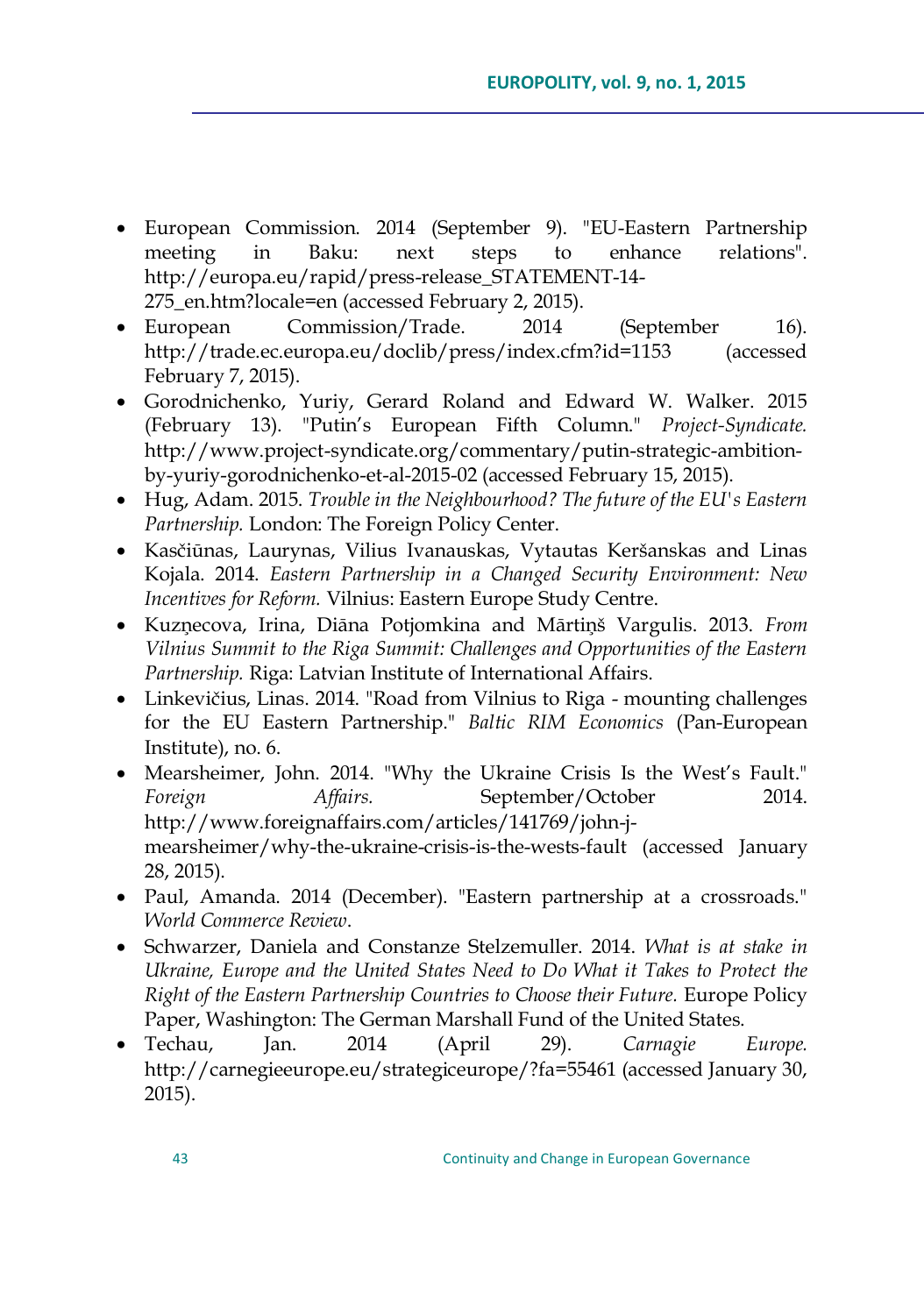- European Commission. 2014 (September 9). "EU-Eastern Partnership meeting in Baku: next steps to enhance relations". http://europa.eu/rapid/press-release_STATEMENT-14-275_en.htm?locale=en (accessed February 2, 2015).
- European Commission/Trade. 2014 (September 16). http://trade.ec.europa.eu/doclib/press/index.cfm?id=1153 (accessed February 7, 2015).
- Gorodnichenko, Yuriy, Gerard Roland and Edward W. Walker. 2015 (February 13). "Putin's European Fifth Column." *Project-Syndicate.* http://www.project-syndicate.org/commentary/putin-strategic-ambition-by-yuriy-gorodnichenko-et-al-2015-02 (accessed February 15, 2015).
- Hug, Adam. 2015. *Trouble in the Neighbourhood? The future of the EU's Eastern Partnership.* London: The Foreign Policy Center.
- Kasčiūnas, Laurynas, Vilius Ivanauskas, Vytautas Keršanskas and Linas Kojala. 2014. *Eastern Partnership in a Changed Security Environment: New Incentives for Reform.* Vilnius: Eastern Europe Study Centre.
- Kuzņecova, Irina, Diāna Potjomkina and Mārtiņš Vargulis. 2013. *From Vilnius Summit to the Riga Summit: Challenges and Opportunities of the Eastern Partnership.* Riga: Latvian Institute of International Affairs.
- Linkevičius, Linas. 2014. "Road from Vilnius to Riga - mounting challenges for the EU Eastern Partnership." *Baltic RIM Economics* (Pan-European Institute), no. 6.
- Mearsheimer, John. 2014. "Why the Ukraine Crisis Is the West's Fault." *Foreign Affairs.* September/October 2014. http://www.foreignaffairs.com/articles/141769/john-j-mearsheimer/why-the-ukraine-crisis-is-the-wests-fault (accessed January 28, 2015).
- Paul, Amanda. 2014 (December). "Eastern partnership at a crossroads." *World Commerce Review*.
- Schwarzer, Daniela and Constanze Stelzemuller. 2014. *What is at stake in Ukraine, Europe and the United States Need to Do What it Takes to Protect the Right of the Eastern Partnership Countries to Choose their Future.* Europe Policy Paper, Washington: The German Marshall Fund of the United States.
- Techau, Jan. 2014 (April 29). *Carnagie Europe.* http://carnegieeurope.eu/strategiceurope/?fa=55461 (accessed January 30, 2015).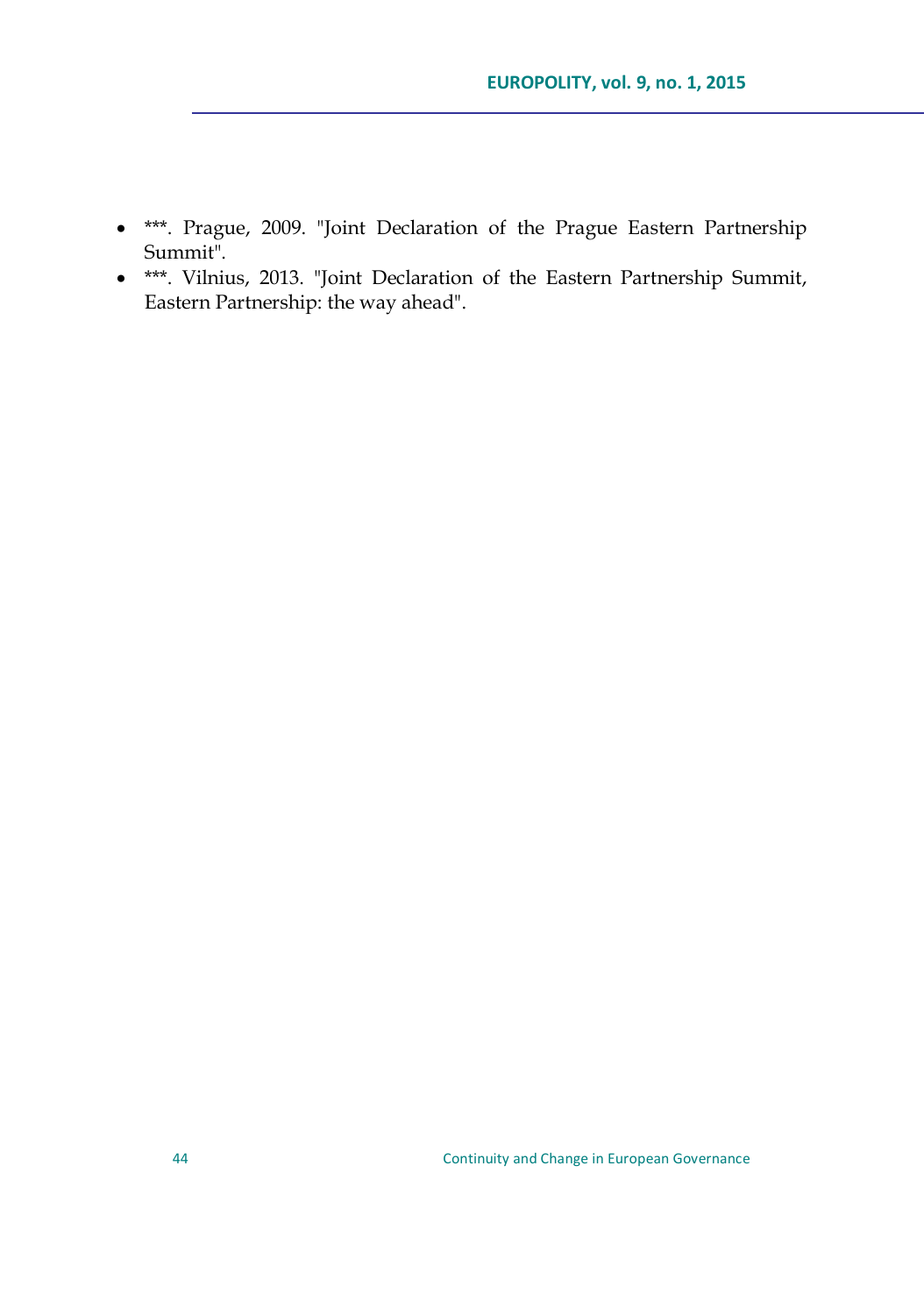- ***. Prague, 2009. "Joint Declaration of the Prague Eastern Partnership Summit".
- ***. Vilnius, 2013. "Joint Declaration of the Eastern Partnership Summit, Eastern Partnership: the way ahead".